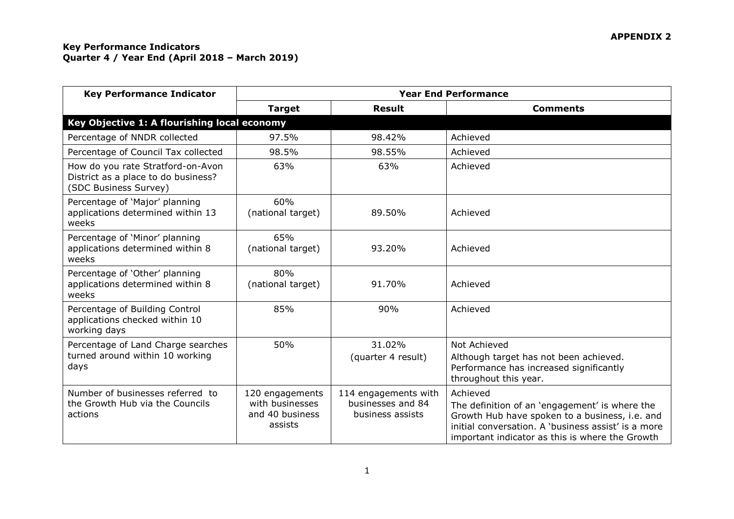**APPENDIX 2**

**Key Performance Indicators**
**Quarter 4 / Year End (April 2018 – March 2019)**

| Key Performance Indicator | Year End Performance | | |
|---|---|---|---|
| | **Target** | **Result** | **Comments** |
| **Key Objective 1: A flourishing local economy** | | | |
| Percentage of NNDR collected | 97.5% | 98.42% | Achieved |
| Percentage of Council Tax collected | 98.5% | 98.55% | Achieved |
| How do you rate Stratford-on-Avon District as a place to do business? (SDC Business Survey) | 63% | 63% | Achieved |
| Percentage of 'Major' planning applications determined within 13 weeks | 60% (national target) | 89.50% | Achieved |
| Percentage of 'Minor' planning applications determined within 8 weeks | 65% (national target) | 93.20% | Achieved |
| Percentage of 'Other' planning applications determined within 8 weeks | 80% (national target) | 91.70% | Achieved |
| Percentage of Building Control applications checked within 10 working days | 85% | 90% | Achieved |
| Percentage of Land Charge searches turned around within 10 working days | 50% | 31.02% (quarter 4 result) | Not Achieved<br>Although target has not been achieved. Performance has increased significantly throughout this year. |
| Number of businesses referred to the Growth Hub via the Councils actions | 120 engagements with businesses and 40 business assists | 114 engagements with businesses and 84 business assists | Achieved<br>The definition of an 'engagement' is where the Growth Hub have spoken to a business, i.e. and initial conversation. A 'business assist' is a more important indicator as this is where the Growth |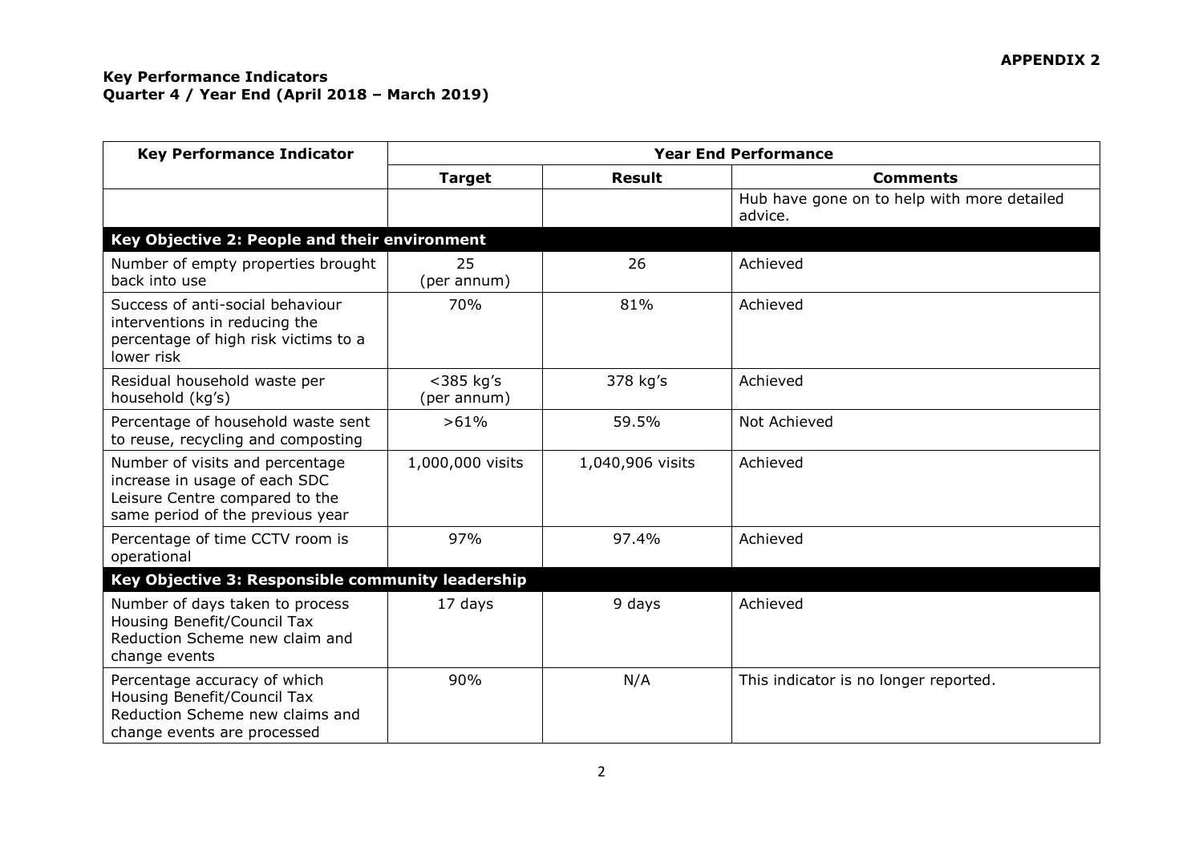**APPENDIX 2**

**Key Performance Indicators**
**Quarter 4 / Year End (April 2018 – March 2019)**

| Key Performance Indicator | Year End Performance | | |
|---|---|---|---|
| | **Target** | **Result** | **Comments** |
| | | | Hub have gone on to help with more detailed advice. |
| **Key Objective 2: People and their environment** | | | |
| Number of empty properties brought back into use | 25 (per annum) | 26 | Achieved |
| Success of anti-social behaviour interventions in reducing the percentage of high risk victims to a lower risk | 70% | 81% | Achieved |
| Residual household waste per household (kg's) | <385 kg's (per annum) | 378 kg's | Achieved |
| Percentage of household waste sent to reuse, recycling and composting | >61% | 59.5% | Not Achieved |
| Number of visits and percentage increase in usage of each SDC Leisure Centre compared to the same period of the previous year | 1,000,000 visits | 1,040,906 visits | Achieved |
| Percentage of time CCTV room is operational | 97% | 97.4% | Achieved |
| **Key Objective 3: Responsible community leadership** | | | |
| Number of days taken to process Housing Benefit/Council Tax Reduction Scheme new claim and change events | 17 days | 9 days | Achieved |
| Percentage accuracy of which Housing Benefit/Council Tax Reduction Scheme new claims and change events are processed | 90% | N/A | This indicator is no longer reported. |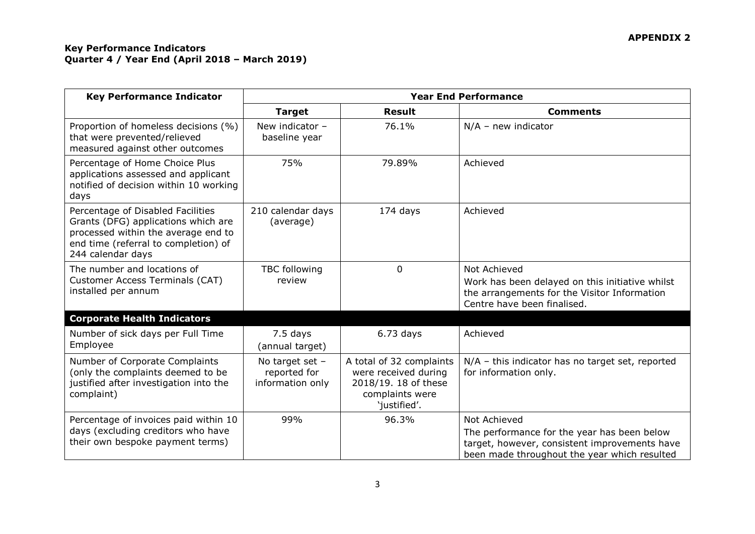**APPENDIX 2**

**Key Performance Indicators**
**Quarter 4 / Year End (April 2018 – March 2019)**

| Key Performance Indicator | Year End Performance | | |
|---|---|---|---|
| | **Target** | **Result** | **Comments** |
| Proportion of homeless decisions (%) that were prevented/relieved measured against other outcomes | New indicator – baseline year | 76.1% | N/A – new indicator |
| Percentage of Home Choice Plus applications assessed and applicant notified of decision within 10 working days | 75% | 79.89% | Achieved |
| Percentage of Disabled Facilities Grants (DFG) applications which are processed within the average end to end time (referral to completion) of 244 calendar days | 210 calendar days (average) | 174 days | Achieved |
| The number and locations of Customer Access Terminals (CAT) installed per annum | TBC following review | 0 | Not Achieved<br>Work has been delayed on this initiative whilst the arrangements for the Visitor Information Centre have been finalised. |
| **Corporate Health Indicators** | | | |
| Number of sick days per Full Time Employee | 7.5 days (annual target) | 6.73 days | Achieved |
| Number of Corporate Complaints (only the complaints deemed to be justified after investigation into the complaint) | No target set – reported for information only | A total of 32 complaints were received during 2018/19. 18 of these complaints were 'justified'. | N/A – this indicator has no target set, reported for information only. |
| Percentage of invoices paid within 10 days (excluding creditors who have their own bespoke payment terms) | 99% | 96.3% | Not Achieved<br>The performance for the year has been below target, however, consistent improvements have been made throughout the year which resulted |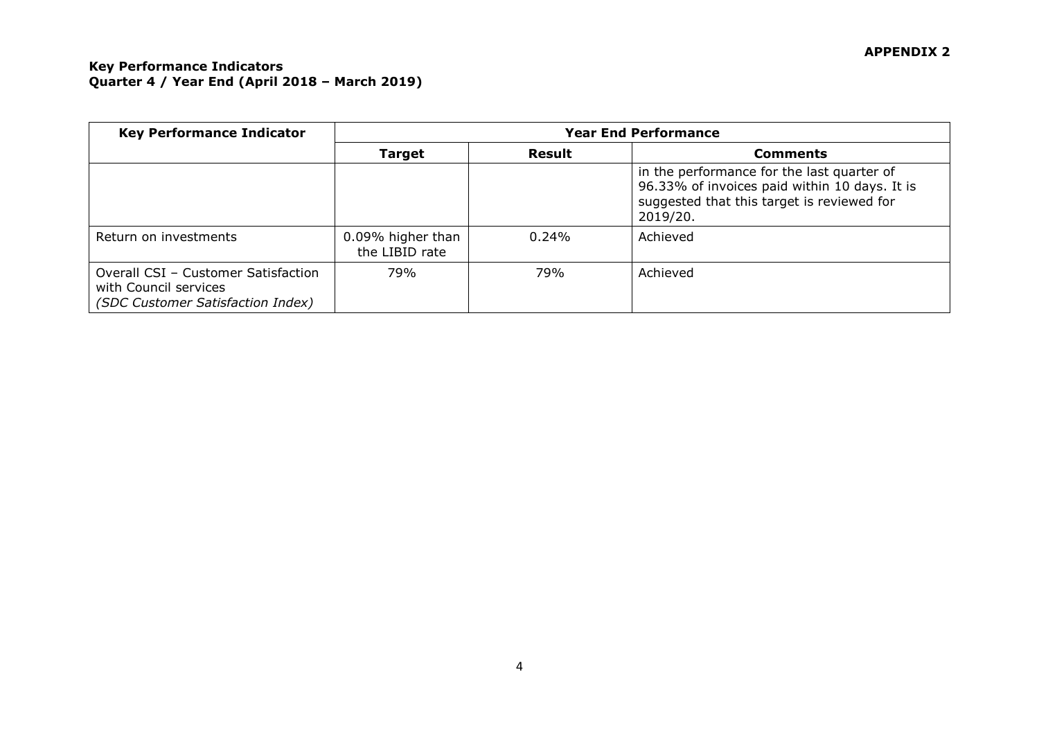**APPENDIX 2**

**Key Performance Indicators**
**Quarter 4 / Year End (April 2018 – March 2019)**

| **Key Performance Indicator** | **Year End Performance** | | |
|---|---|---|---|
| | **Target** | **Result** | **Comments** |
| | | | in the performance for the last quarter of 96.33% of invoices paid within 10 days. It is suggested that this target is reviewed for 2019/20. |
| Return on investments | 0.09% higher than the LIBID rate | 0.24% | Achieved |
| Overall CSI – Customer Satisfaction with Council services *(SDC Customer Satisfaction Index)* | 79% | 79% | Achieved |